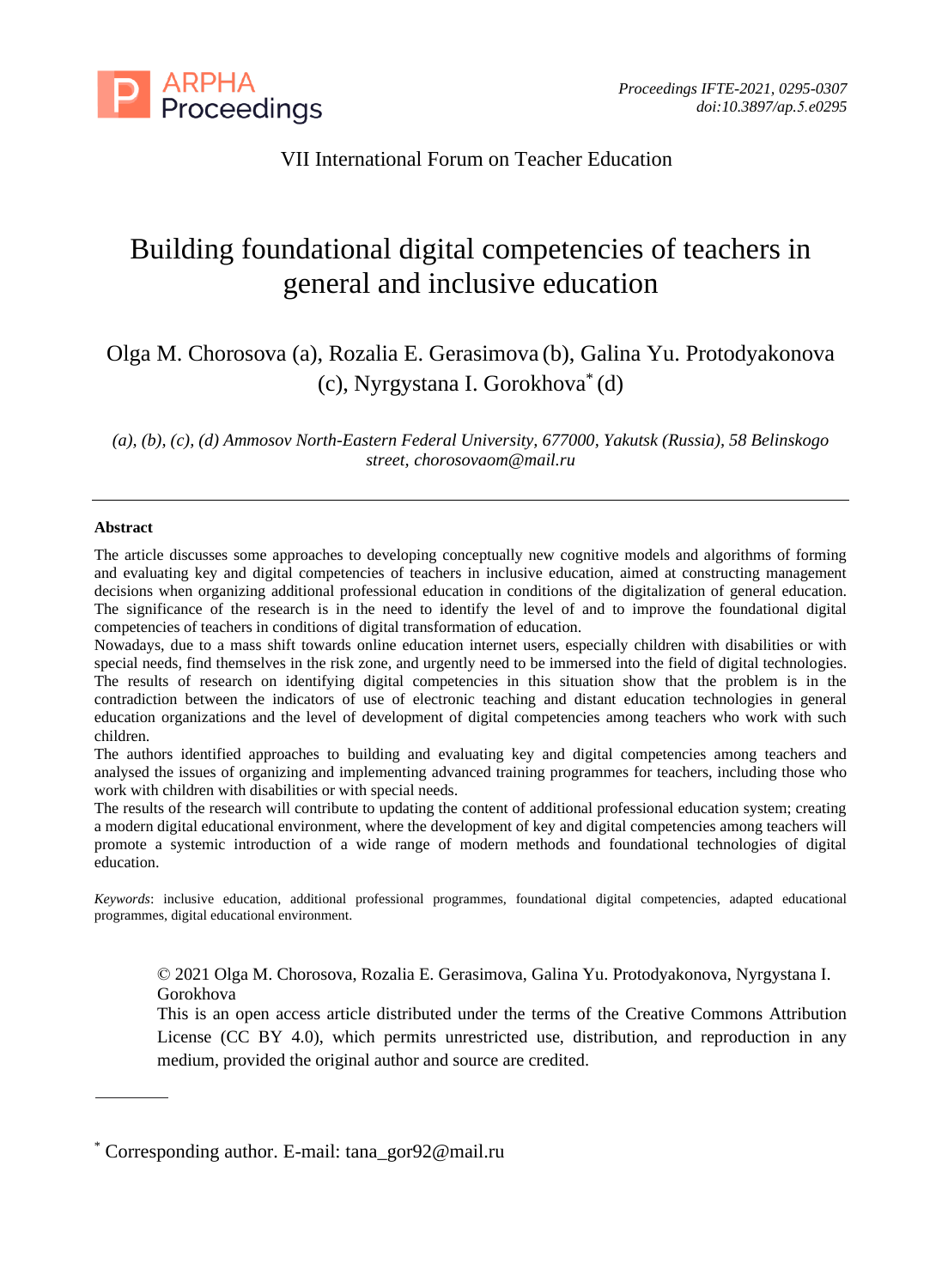VII International Forum on Teacher Education

# Building foundational digital competencies of teachers in general and inclusive education

Olga M. Chorosova (a), Rozalia E. Gerasimova (b), Galina Yu. Protodyakonova (c), Nyrgystana I. Gorokhova* (d)

*(a), (b), (c), (d) Ammosov North-Eastern Federal University, 677000, Yakutsk (Russia), 58 Belinskogo street, chorosovaom@mail.ru*

---

**Abstract**

The article discusses some approaches to developing conceptually new cognitive models and algorithms of forming and evaluating key and digital competencies of teachers in inclusive education, aimed at constructing management decisions when organizing additional professional education in conditions of the digitalization of general education. The significance of the research is in the need to identify the level of and to improve the foundational digital competencies of teachers in conditions of digital transformation of education.

Nowadays, due to a mass shift towards online education internet users, especially children with disabilities or with special needs, find themselves in the risk zone, and urgently need to be immersed into the field of digital technologies. The results of research on identifying digital competencies in this situation show that the problem is in the contradiction between the indicators of use of electronic teaching and distant education technologies in general education organizations and the level of development of digital competencies among teachers who work with such children.

The authors identified approaches to building and evaluating key and digital competencies among teachers and analysed the issues of organizing and implementing advanced training programmes for teachers, including those who work with children with disabilities or with special needs.

The results of the research will contribute to updating the content of additional professional education system; creating a modern digital educational environment, where the development of key and digital competencies among teachers will promote a systemic introduction of a wide range of modern methods and foundational technologies of digital education.

*Keywords*: inclusive education, additional professional programmes, foundational digital competencies, adapted educational programmes, digital educational environment.

© 2021 Olga M. Chorosova, Rozalia E. Gerasimova, Galina Yu. Protodyakonova, Nyrgystana I. Gorokhova

This is an open access article distributed under the terms of the Creative Commons Attribution License (CC BY 4.0), which permits unrestricted use, distribution, and reproduction in any medium, provided the original author and source are credited.

---

\* Corresponding author. E-mail: tana_gor92@mail.ru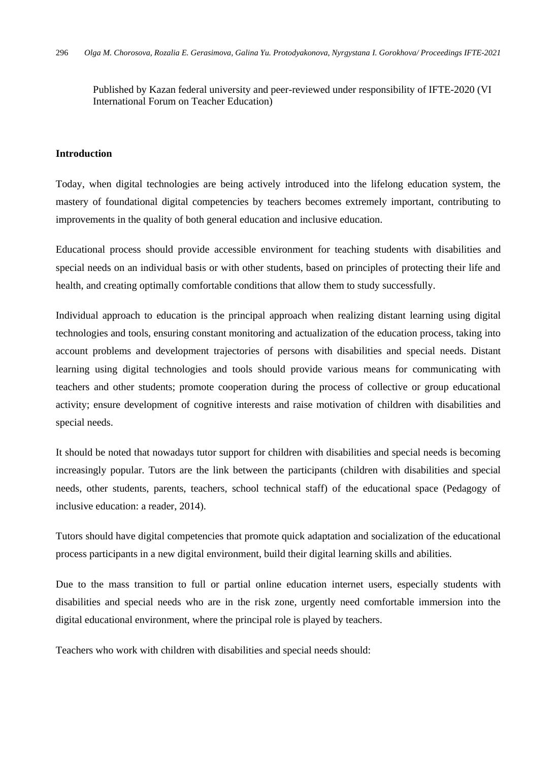Published by Kazan federal university and peer-reviewed under responsibility of IFTE-2020 (VI International Forum on Teacher Education)

## Introduction

Today, when digital technologies are being actively introduced into the lifelong education system, the mastery of foundational digital competencies by teachers becomes extremely important, contributing to improvements in the quality of both general education and inclusive education.

Educational process should provide accessible environment for teaching students with disabilities and special needs on an individual basis or with other students, based on principles of protecting their life and health, and creating optimally comfortable conditions that allow them to study successfully.

Individual approach to education is the principal approach when realizing distant learning using digital technologies and tools, ensuring constant monitoring and actualization of the education process, taking into account problems and development trajectories of persons with disabilities and special needs. Distant learning using digital technologies and tools should provide various means for communicating with teachers and other students; promote cooperation during the process of collective or group educational activity; ensure development of cognitive interests and raise motivation of children with disabilities and special needs.

It should be noted that nowadays tutor support for children with disabilities and special needs is becoming increasingly popular. Tutors are the link between the participants (children with disabilities and special needs, other students, parents, teachers, school technical staff) of the educational space (Pedagogy of inclusive education: a reader, 2014).

Tutors should have digital competencies that promote quick adaptation and socialization of the educational process participants in a new digital environment, build their digital learning skills and abilities.

Due to the mass transition to full or partial online education internet users, especially students with disabilities and special needs who are in the risk zone, urgently need comfortable immersion into the digital educational environment, where the principal role is played by teachers.

Teachers who work with children with disabilities and special needs should: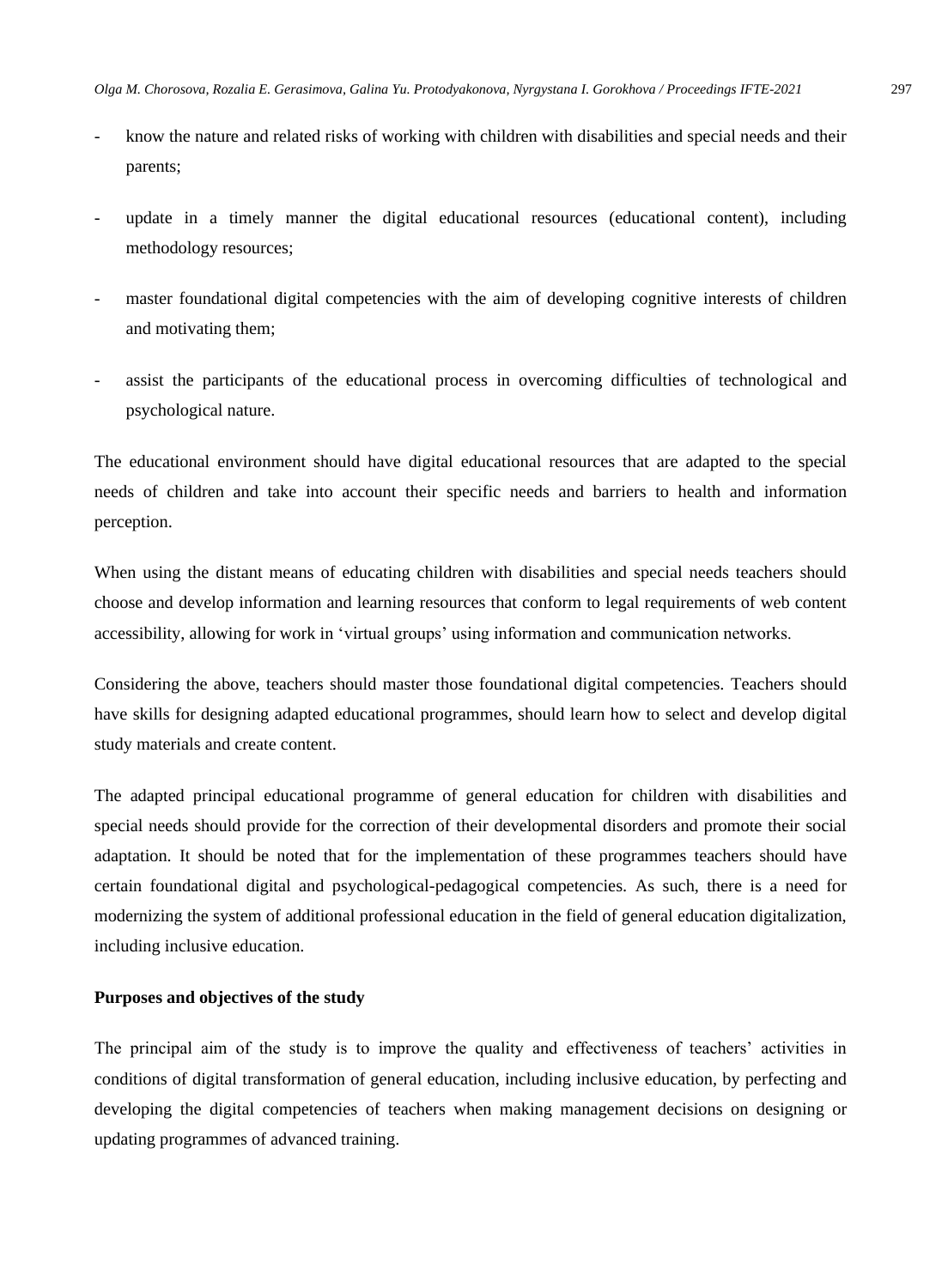- know the nature and related risks of working with children with disabilities and special needs and their parents;
- update in a timely manner the digital educational resources (educational content), including methodology resources;
- master foundational digital competencies with the aim of developing cognitive interests of children and motivating them;
- assist the participants of the educational process in overcoming difficulties of technological and psychological nature.

The educational environment should have digital educational resources that are adapted to the special needs of children and take into account their specific needs and barriers to health and information perception.

When using the distant means of educating children with disabilities and special needs teachers should choose and develop information and learning resources that conform to legal requirements of web content accessibility, allowing for work in 'virtual groups' using information and communication networks.

Considering the above, teachers should master those foundational digital competencies. Teachers should have skills for designing adapted educational programmes, should learn how to select and develop digital study materials and create content.

The adapted principal educational programme of general education for children with disabilities and special needs should provide for the correction of their developmental disorders and promote their social adaptation. It should be noted that for the implementation of these programmes teachers should have certain foundational digital and psychological-pedagogical competencies. As such, there is a need for modernizing the system of additional professional education in the field of general education digitalization, including inclusive education.

**Purposes and objectives of the study**

The principal aim of the study is to improve the quality and effectiveness of teachers' activities in conditions of digital transformation of general education, including inclusive education, by perfecting and developing the digital competencies of teachers when making management decisions on designing or updating programmes of advanced training.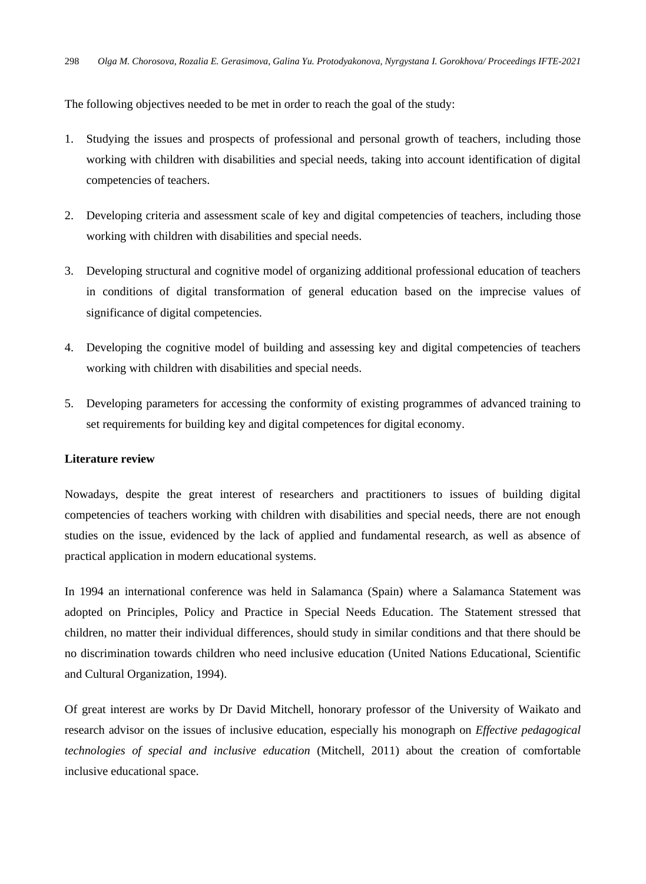The following objectives needed to be met in order to reach the goal of the study:

1. Studying the issues and prospects of professional and personal growth of teachers, including those working with children with disabilities and special needs, taking into account identification of digital competencies of teachers.
2. Developing criteria and assessment scale of key and digital competencies of teachers, including those working with children with disabilities and special needs.
3. Developing structural and cognitive model of organizing additional professional education of teachers in conditions of digital transformation of general education based on the imprecise values of significance of digital competencies.
4. Developing the cognitive model of building and assessing key and digital competencies of teachers working with children with disabilities and special needs.
5. Developing parameters for accessing the conformity of existing programmes of advanced training to set requirements for building key and digital competences for digital economy.

**Literature review**

Nowadays, despite the great interest of researchers and practitioners to issues of building digital competencies of teachers working with children with disabilities and special needs, there are not enough studies on the issue, evidenced by the lack of applied and fundamental research, as well as absence of practical application in modern educational systems.

In 1994 an international conference was held in Salamanca (Spain) where a Salamanca Statement was adopted on Principles, Policy and Practice in Special Needs Education. The Statement stressed that children, no matter their individual differences, should study in similar conditions and that there should be no discrimination towards children who need inclusive education (United Nations Educational, Scientific and Cultural Organization, 1994).

Of great interest are works by Dr David Mitchell, honorary professor of the University of Waikato and research advisor on the issues of inclusive education, especially his monograph on *Effective pedagogical technologies of special and inclusive education* (Mitchell, 2011) about the creation of comfortable inclusive educational space.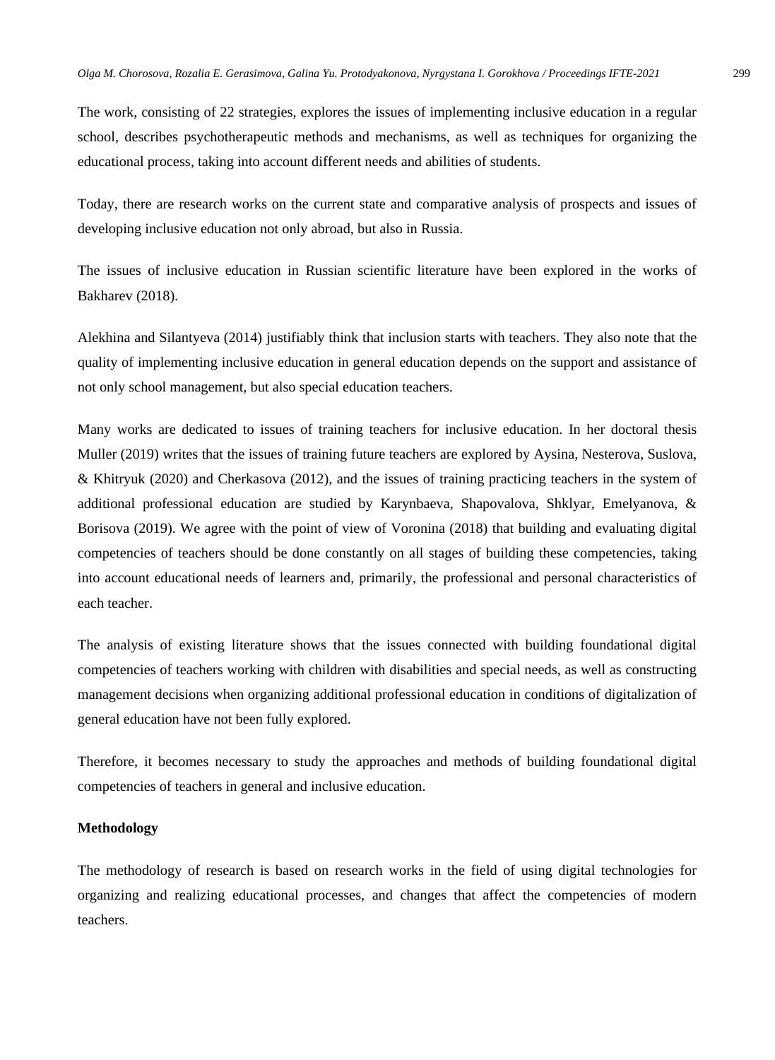The work, consisting of 22 strategies, explores the issues of implementing inclusive education in a regular school, describes psychotherapeutic methods and mechanisms, as well as techniques for organizing the educational process, taking into account different needs and abilities of students.

Today, there are research works on the current state and comparative analysis of prospects and issues of developing inclusive education not only abroad, but also in Russia.

The issues of inclusive education in Russian scientific literature have been explored in the works of Bakharev (2018).

Alekhina and Silantyeva (2014) justifiably think that inclusion starts with teachers. They also note that the quality of implementing inclusive education in general education depends on the support and assistance of not only school management, but also special education teachers.

Many works are dedicated to issues of training teachers for inclusive education. In her doctoral thesis Muller (2019) writes that the issues of training future teachers are explored by Aysina, Nesterova, Suslova, & Khitryuk (2020) and Cherkasova (2012), and the issues of training practicing teachers in the system of additional professional education are studied by Karynbaeva, Shapovalova, Shklyar, Emelyanova, & Borisova (2019). We agree with the point of view of Voronina (2018) that building and evaluating digital competencies of teachers should be done constantly on all stages of building these competencies, taking into account educational needs of learners and, primarily, the professional and personal characteristics of each teacher.

The analysis of existing literature shows that the issues connected with building foundational digital competencies of teachers working with children with disabilities and special needs, as well as constructing management decisions when organizing additional professional education in conditions of digitalization of general education have not been fully explored.

Therefore, it becomes necessary to study the approaches and methods of building foundational digital competencies of teachers in general and inclusive education.

## Methodology

The methodology of research is based on research works in the field of using digital technologies for organizing and realizing educational processes, and changes that affect the competencies of modern teachers.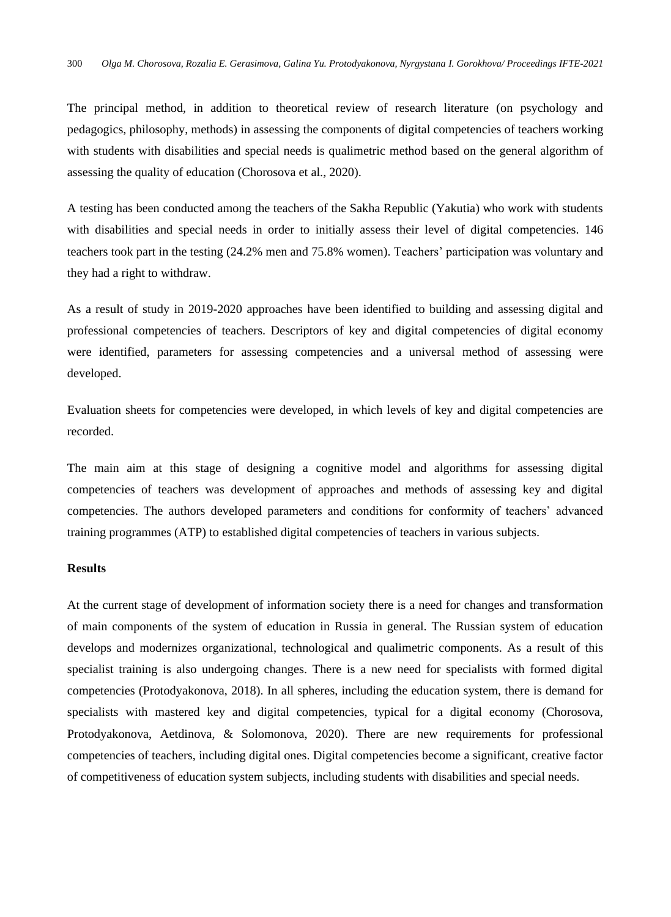The principal method, in addition to theoretical review of research literature (on psychology and pedagogics, philosophy, methods) in assessing the components of digital competencies of teachers working with students with disabilities and special needs is qualimetric method based on the general algorithm of assessing the quality of education (Chorosova et al., 2020).

A testing has been conducted among the teachers of the Sakha Republic (Yakutia) who work with students with disabilities and special needs in order to initially assess their level of digital competencies. 146 teachers took part in the testing (24.2% men and 75.8% women). Teachers' participation was voluntary and they had a right to withdraw.

As a result of study in 2019-2020 approaches have been identified to building and assessing digital and professional competencies of teachers. Descriptors of key and digital competencies of digital economy were identified, parameters for assessing competencies and a universal method of assessing were developed.

Evaluation sheets for competencies were developed, in which levels of key and digital competencies are recorded.

The main aim at this stage of designing a cognitive model and algorithms for assessing digital competencies of teachers was development of approaches and methods of assessing key and digital competencies. The authors developed parameters and conditions for conformity of teachers' advanced training programmes (ATP) to established digital competencies of teachers in various subjects.

**Results**

At the current stage of development of information society there is a need for changes and transformation of main components of the system of education in Russia in general. The Russian system of education develops and modernizes organizational, technological and qualimetric components. As a result of this specialist training is also undergoing changes. There is a new need for specialists with formed digital competencies (Protodyakonova, 2018). In all spheres, including the education system, there is demand for specialists with mastered key and digital competencies, typical for a digital economy (Chorosova, Protodyakonova, Aetdinova, & Solomonova, 2020). There are new requirements for professional competencies of teachers, including digital ones. Digital competencies become a significant, creative factor of competitiveness of education system subjects, including students with disabilities and special needs.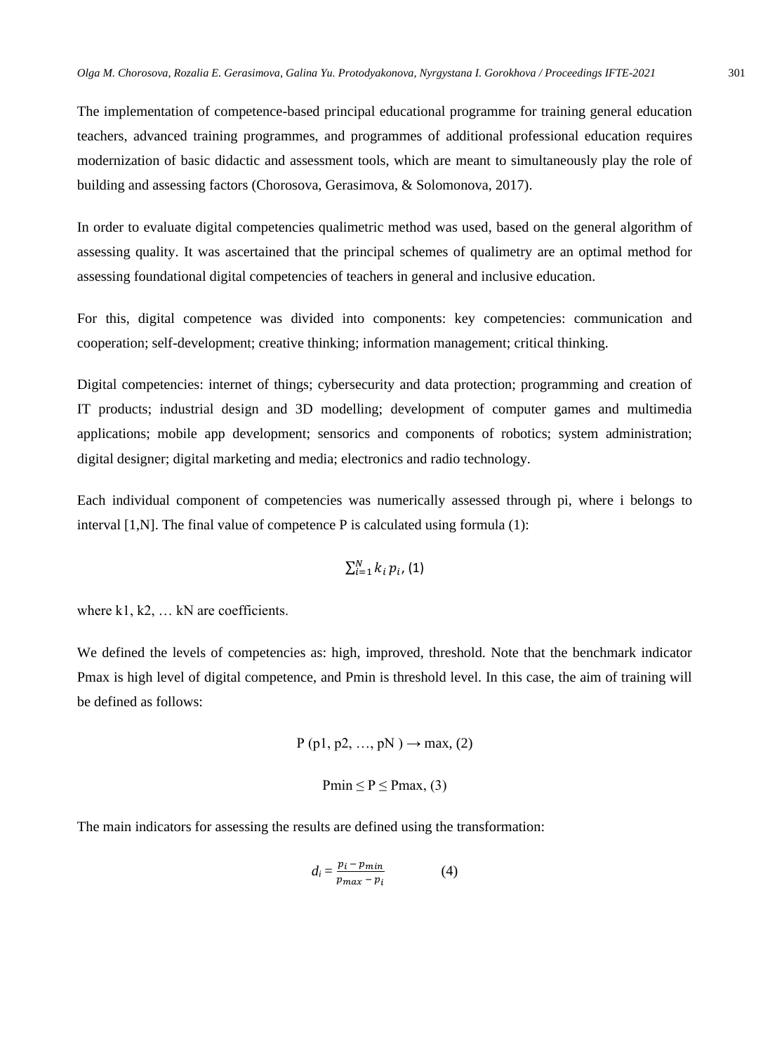The implementation of competence-based principal educational programme for training general education teachers, advanced training programmes, and programmes of additional professional education requires modernization of basic didactic and assessment tools, which are meant to simultaneously play the role of building and assessing factors (Chorosova, Gerasimova, & Solomonova, 2017).

In order to evaluate digital competencies qualimetric method was used, based on the general algorithm of assessing quality. It was ascertained that the principal schemes of qualimetry are an optimal method for assessing foundational digital competencies of teachers in general and inclusive education.

For this, digital competence was divided into components: key competencies: communication and cooperation; self-development; creative thinking; information management; critical thinking.

Digital competencies: internet of things; cybersecurity and data protection; programming and creation of IT products; industrial design and 3D modelling; development of computer games and multimedia applications; mobile app development; sensorics and components of robotics; system administration; digital designer; digital marketing and media; electronics and radio technology.

Each individual component of competencies was numerically assessed through $p_i$, where $i$ belongs to interval $[1,N]$. The final value of competence $P$ is calculated using formula (1):

$$\sum_{i=1}^{N} k_i \, p_i, \quad (1)$$

where $k_1, k_2, \ldots k_N$ are coefficients.

We defined the levels of competencies as: high, improved, threshold. Note that the benchmark indicator $P_{max}$ is high level of digital competence, and $P_{min}$ is threshold level. In this case, the aim of training will be defined as follows:

$$P\,(p_1, p_2, \ldots, p_N) \rightarrow \max, \quad (2)$$

$$P_{min} \leq P \leq P_{max}, \quad (3)$$

The main indicators for assessing the results are defined using the transformation:

$$d_i = \frac{p_i - p_{min}}{p_{max} - p_i} \quad (4)$$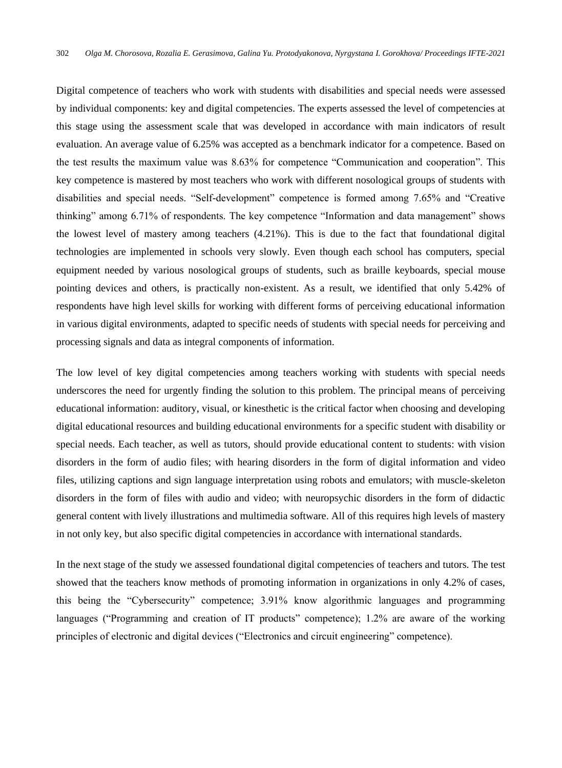Digital competence of teachers who work with students with disabilities and special needs were assessed by individual components: key and digital competencies. The experts assessed the level of competencies at this stage using the assessment scale that was developed in accordance with main indicators of result evaluation. An average value of 6.25% was accepted as a benchmark indicator for a competence. Based on the test results the maximum value was 8.63% for competence "Communication and cooperation". This key competence is mastered by most teachers who work with different nosological groups of students with disabilities and special needs. "Self-development" competence is formed among 7.65% and "Creative thinking" among 6.71% of respondents. The key competence "Information and data management" shows the lowest level of mastery among teachers (4.21%). This is due to the fact that foundational digital technologies are implemented in schools very slowly. Even though each school has computers, special equipment needed by various nosological groups of students, such as braille keyboards, special mouse pointing devices and others, is practically non-existent. As a result, we identified that only 5.42% of respondents have high level skills for working with different forms of perceiving educational information in various digital environments, adapted to specific needs of students with special needs for perceiving and processing signals and data as integral components of information.

The low level of key digital competencies among teachers working with students with special needs underscores the need for urgently finding the solution to this problem. The principal means of perceiving educational information: auditory, visual, or kinesthetic is the critical factor when choosing and developing digital educational resources and building educational environments for a specific student with disability or special needs. Each teacher, as well as tutors, should provide educational content to students: with vision disorders in the form of audio files; with hearing disorders in the form of digital information and video files, utilizing captions and sign language interpretation using robots and emulators; with muscle-skeleton disorders in the form of files with audio and video; with neuropsychic disorders in the form of didactic general content with lively illustrations and multimedia software. All of this requires high levels of mastery in not only key, but also specific digital competencies in accordance with international standards.

In the next stage of the study we assessed foundational digital competencies of teachers and tutors. The test showed that the teachers know methods of promoting information in organizations in only 4.2% of cases, this being the "Cybersecurity" competence; 3.91% know algorithmic languages and programming languages ("Programming and creation of IT products" competence); 1.2% are aware of the working principles of electronic and digital devices ("Electronics and circuit engineering" competence).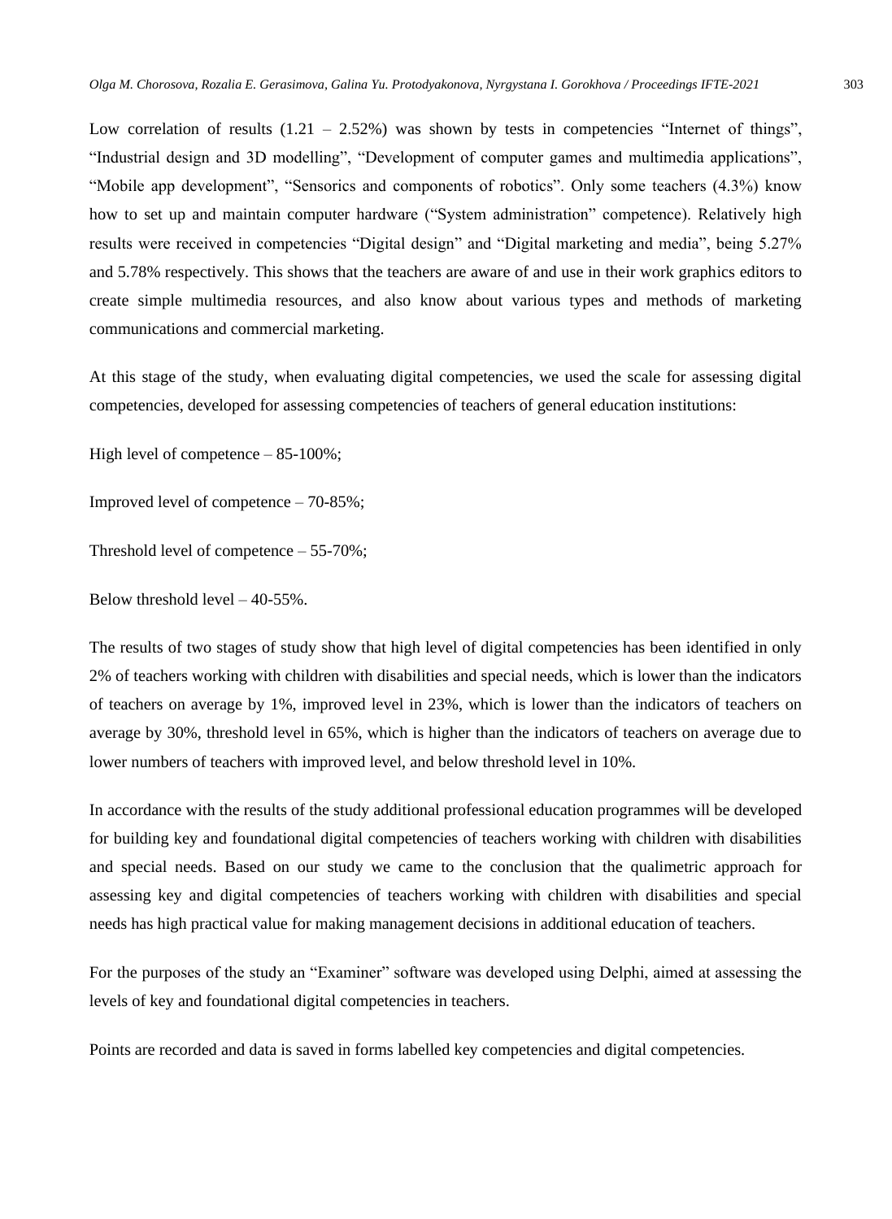Low correlation of results (1.21 – 2.52%) was shown by tests in competencies “Internet of things”, “Industrial design and 3D modelling”, “Development of computer games and multimedia applications”, “Mobile app development”, “Sensorics and components of robotics”. Only some teachers (4.3%) know how to set up and maintain computer hardware (“System administration” competence). Relatively high results were received in competencies “Digital design” and “Digital marketing and media”, being 5.27% and 5.78% respectively. This shows that the teachers are aware of and use in their work graphics editors to create simple multimedia resources, and also know about various types and methods of marketing communications and commercial marketing.

At this stage of the study, when evaluating digital competencies, we used the scale for assessing digital competencies, developed for assessing competencies of teachers of general education institutions:

High level of competence – 85-100%;

Improved level of competence – 70-85%;

Threshold level of competence – 55-70%;

Below threshold level – 40-55%.

The results of two stages of study show that high level of digital competencies has been identified in only 2% of teachers working with children with disabilities and special needs, which is lower than the indicators of teachers on average by 1%, improved level in 23%, which is lower than the indicators of teachers on average by 30%, threshold level in 65%, which is higher than the indicators of teachers on average due to lower numbers of teachers with improved level, and below threshold level in 10%.

In accordance with the results of the study additional professional education programmes will be developed for building key and foundational digital competencies of teachers working with children with disabilities and special needs. Based on our study we came to the conclusion that the qualimetric approach for assessing key and digital competencies of teachers working with children with disabilities and special needs has high practical value for making management decisions in additional education of teachers.

For the purposes of the study an “Examiner” software was developed using Delphi, aimed at assessing the levels of key and foundational digital competencies in teachers.

Points are recorded and data is saved in forms labelled key competencies and digital competencies.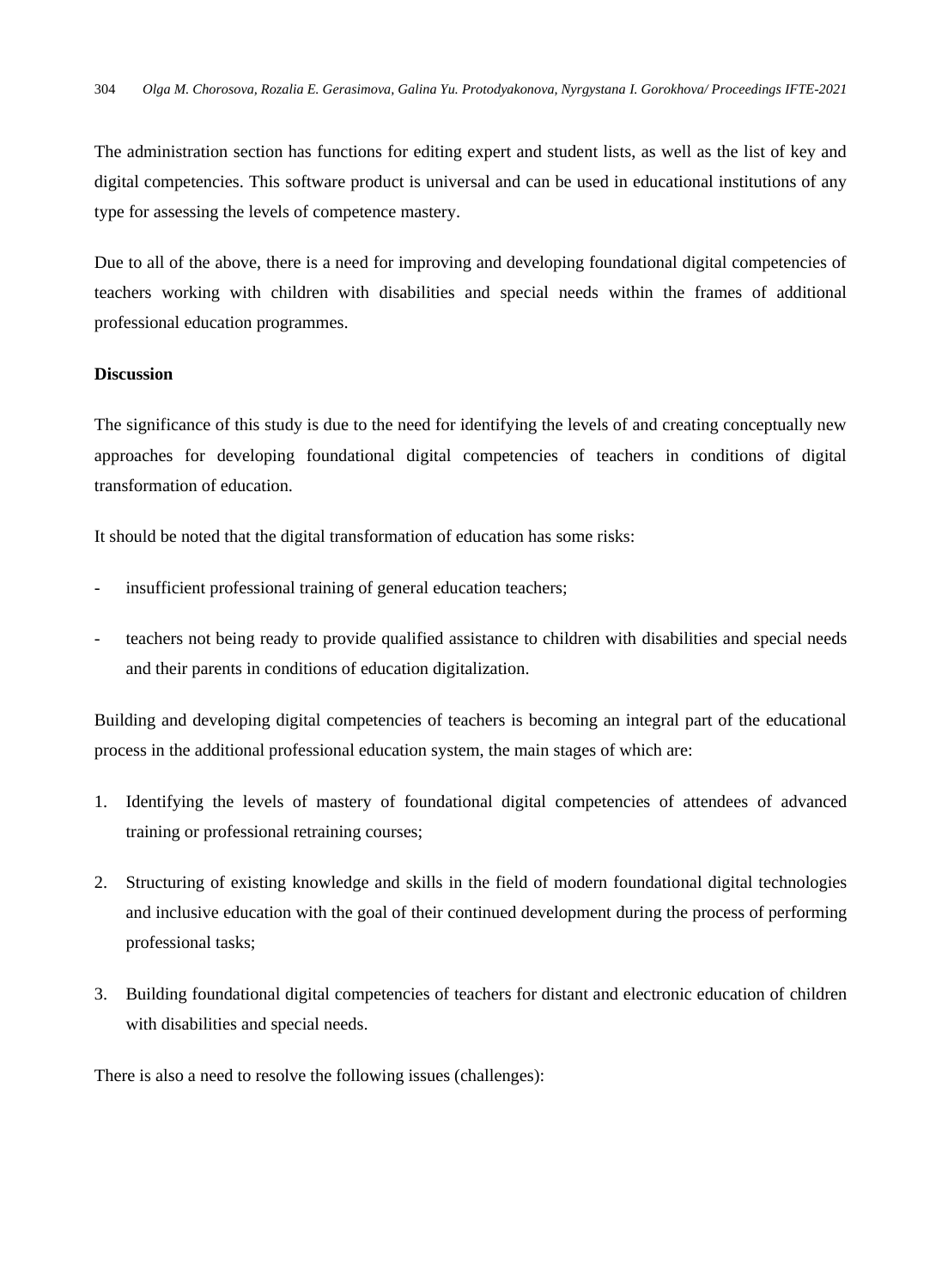The administration section has functions for editing expert and student lists, as well as the list of key and digital competencies. This software product is universal and can be used in educational institutions of any type for assessing the levels of competence mastery.

Due to all of the above, there is a need for improving and developing foundational digital competencies of teachers working with children with disabilities and special needs within the frames of additional professional education programmes.

**Discussion**

The significance of this study is due to the need for identifying the levels of and creating conceptually new approaches for developing foundational digital competencies of teachers in conditions of digital transformation of education.

It should be noted that the digital transformation of education has some risks:

- insufficient professional training of general education teachers;
- teachers not being ready to provide qualified assistance to children with disabilities and special needs and their parents in conditions of education digitalization.

Building and developing digital competencies of teachers is becoming an integral part of the educational process in the additional professional education system, the main stages of which are:

1. Identifying the levels of mastery of foundational digital competencies of attendees of advanced training or professional retraining courses;
2. Structuring of existing knowledge and skills in the field of modern foundational digital technologies and inclusive education with the goal of their continued development during the process of performing professional tasks;
3. Building foundational digital competencies of teachers for distant and electronic education of children with disabilities and special needs.

There is also a need to resolve the following issues (challenges):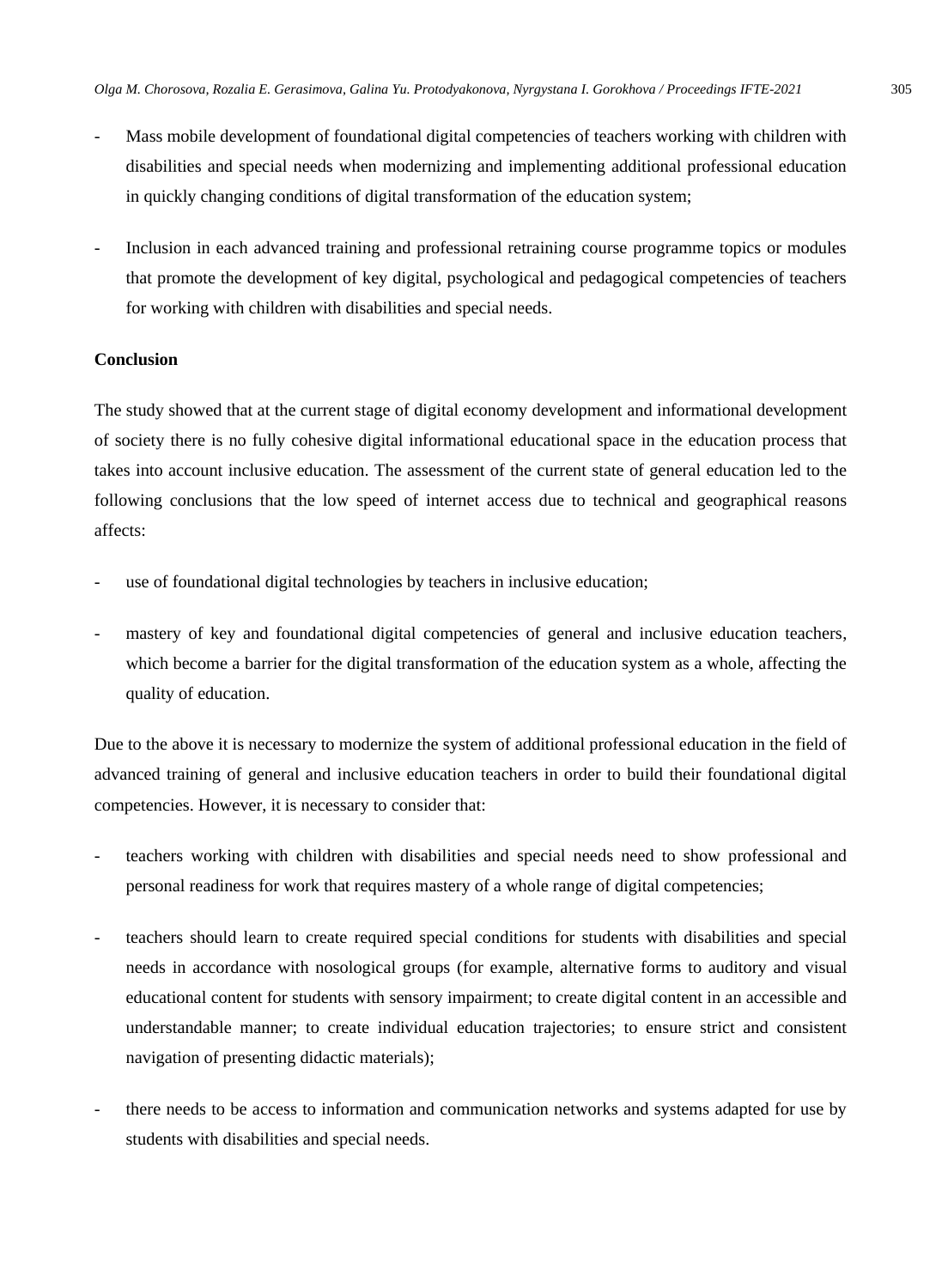- Mass mobile development of foundational digital competencies of teachers working with children with disabilities and special needs when modernizing and implementing additional professional education in quickly changing conditions of digital transformation of the education system;

- Inclusion in each advanced training and professional retraining course programme topics or modules that promote the development of key digital, psychological and pedagogical competencies of teachers for working with children with disabilities and special needs.

## Conclusion

The study showed that at the current stage of digital economy development and informational development of society there is no fully cohesive digital informational educational space in the education process that takes into account inclusive education. The assessment of the current state of general education led to the following conclusions that the low speed of internet access due to technical and geographical reasons affects:

- use of foundational digital technologies by teachers in inclusive education;

- mastery of key and foundational digital competencies of general and inclusive education teachers, which become a barrier for the digital transformation of the education system as a whole, affecting the quality of education.

Due to the above it is necessary to modernize the system of additional professional education in the field of advanced training of general and inclusive education teachers in order to build their foundational digital competencies. However, it is necessary to consider that:

- teachers working with children with disabilities and special needs need to show professional and personal readiness for work that requires mastery of a whole range of digital competencies;

- teachers should learn to create required special conditions for students with disabilities and special needs in accordance with nosological groups (for example, alternative forms to auditory and visual educational content for students with sensory impairment; to create digital content in an accessible and understandable manner; to create individual education trajectories; to ensure strict and consistent navigation of presenting didactic materials);

- there needs to be access to information and communication networks and systems adapted for use by students with disabilities and special needs.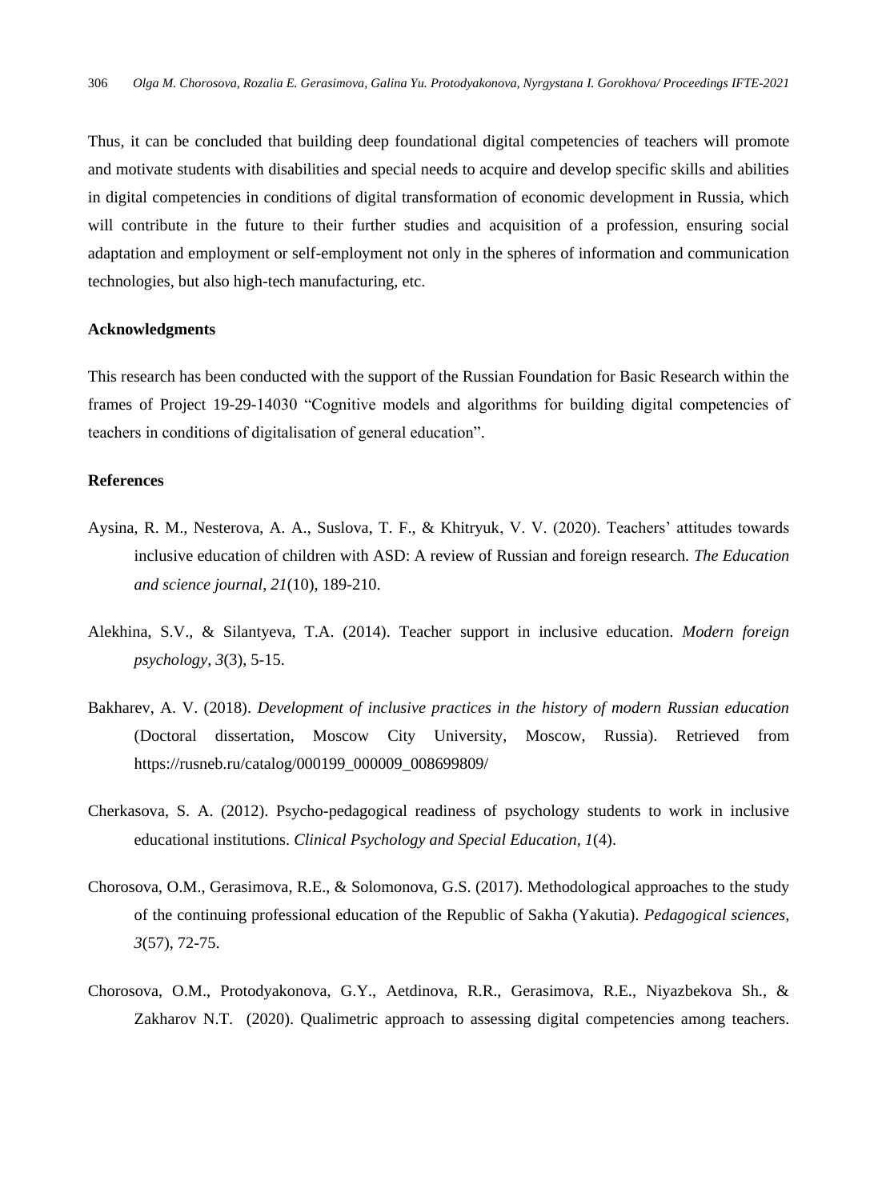Thus, it can be concluded that building deep foundational digital competencies of teachers will promote and motivate students with disabilities and special needs to acquire and develop specific skills and abilities in digital competencies in conditions of digital transformation of economic development in Russia, which will contribute in the future to their further studies and acquisition of a profession, ensuring social adaptation and employment or self-employment not only in the spheres of information and communication technologies, but also high-tech manufacturing, etc.

**Acknowledgments**

This research has been conducted with the support of the Russian Foundation for Basic Research within the frames of Project 19-29-14030 “Cognitive models and algorithms for building digital competencies of teachers in conditions of digitalisation of general education”.

**References**

Aysina, R. M., Nesterova, A. A., Suslova, T. F., & Khitryuk, V. V. (2020). Teachers’ attitudes towards inclusive education of children with ASD: A review of Russian and foreign research. *The Education and science journal, 21*(10), 189-210.

Alekhina, S.V., & Silantyeva, T.A. (2014). Teacher support in inclusive education. *Modern foreign psychology, 3*(3), 5-15.

Bakharev, A. V. (2018). *Development of inclusive practices in the history of modern Russian education* (Doctoral dissertation, Moscow City University, Moscow, Russia). Retrieved from https://rusneb.ru/catalog/000199_000009_008699809/

Cherkasova, S. A. (2012). Psycho-pedagogical readiness of psychology students to work in inclusive educational institutions. *Clinical Psychology and Special Education, 1*(4).

Chorosova, O.M., Gerasimova, R.E., & Solomonova, G.S. (2017). Methodological approaches to the study of the continuing professional education of the Republic of Sakha (Yakutia). *Pedagogical sciences, 3*(57), 72-75.

Chorosova, O.M., Protodyakonova, G.Y., Aetdinova, R.R., Gerasimova, R.E., Niyazbekova Sh., & Zakharov N.T. (2020). Qualimetric approach to assessing digital competencies among teachers.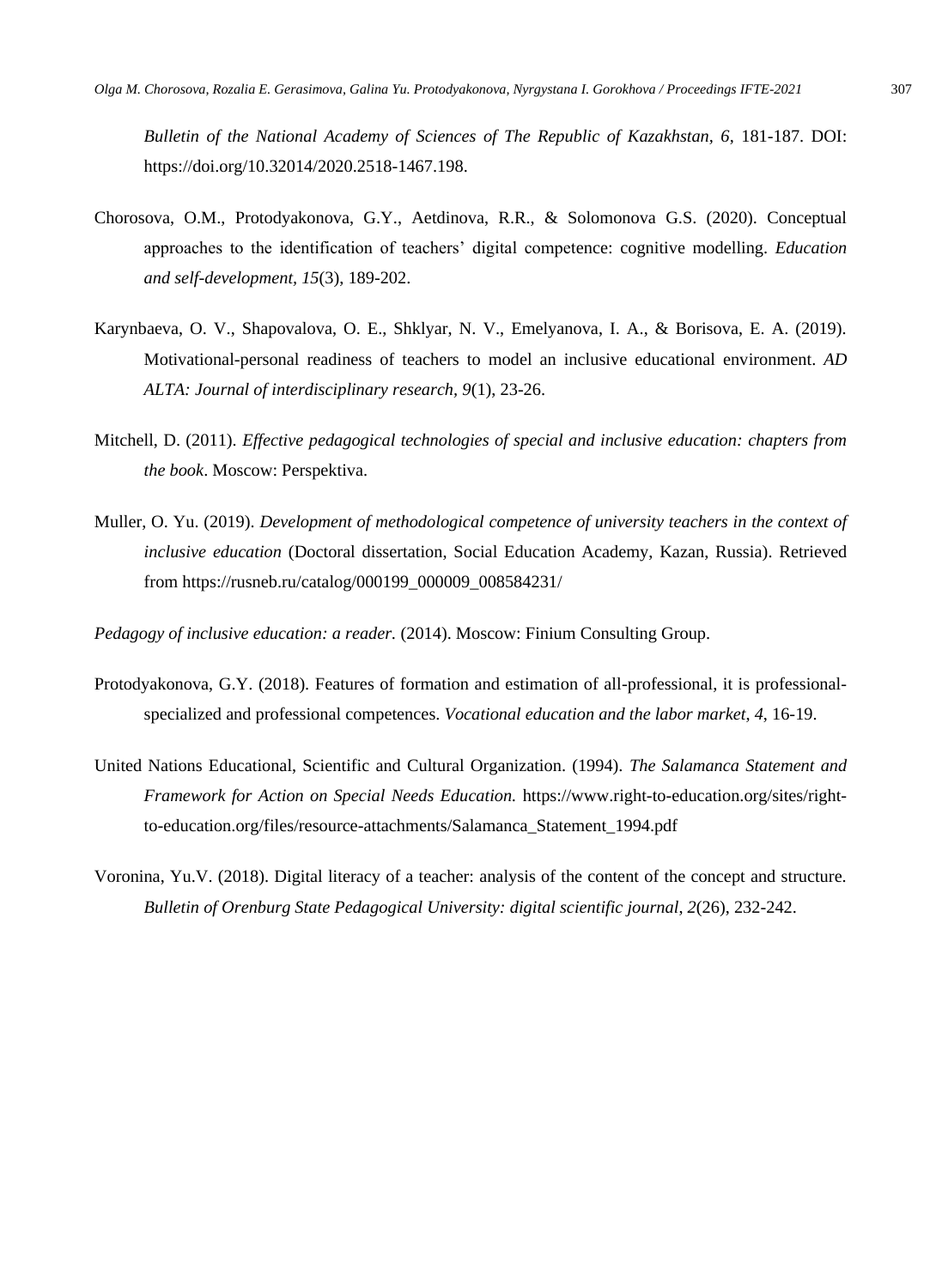*Bulletin of the National Academy of Sciences of The Republic of Kazakhstan*, *6*, 181-187. DOI: https://doi.org/10.32014/2020.2518-1467.198.

Chorosova, O.M., Protodyakonova, G.Y., Aetdinova, R.R., & Solomonova G.S. (2020). Conceptual approaches to the identification of teachers' digital competence: cognitive modelling. *Education and self-development, 15*(3), 189-202.

Karynbaeva, O. V., Shapovalova, O. E., Shklyar, N. V., Emelyanova, I. A., & Borisova, E. A. (2019). Motivational-personal readiness of teachers to model an inclusive educational environment. *AD ALTA: Journal of interdisciplinary research, 9*(1), 23-26.

Mitchell, D. (2011). *Effective pedagogical technologies of special and inclusive education: chapters from the book*. Moscow: Perspektiva.

Muller, O. Yu. (2019). *Development of methodological competence of university teachers in the context of inclusive education* (Doctoral dissertation, Social Education Academy, Kazan, Russia). Retrieved from https://rusneb.ru/catalog/000199_000009_008584231/

*Pedagogy of inclusive education: a reader.* (2014). Moscow: Finium Consulting Group.

Protodyakonova, G.Y. (2018). Features of formation and estimation of all-professional, it is professional-specialized and professional competences. *Vocational education and the labor market*, *4*, 16-19.

United Nations Educational, Scientific and Cultural Organization. (1994). *The Salamanca Statement and Framework for Action on Special Needs Education.* https://www.right-to-education.org/sites/right-to-education.org/files/resource-attachments/Salamanca_Statement_1994.pdf

Voronina, Yu.V. (2018). Digital literacy of a teacher: analysis of the content of the concept and structure. *Bulletin of Orenburg State Pedagogical University: digital scientific journal*, *2*(26), 232-242.